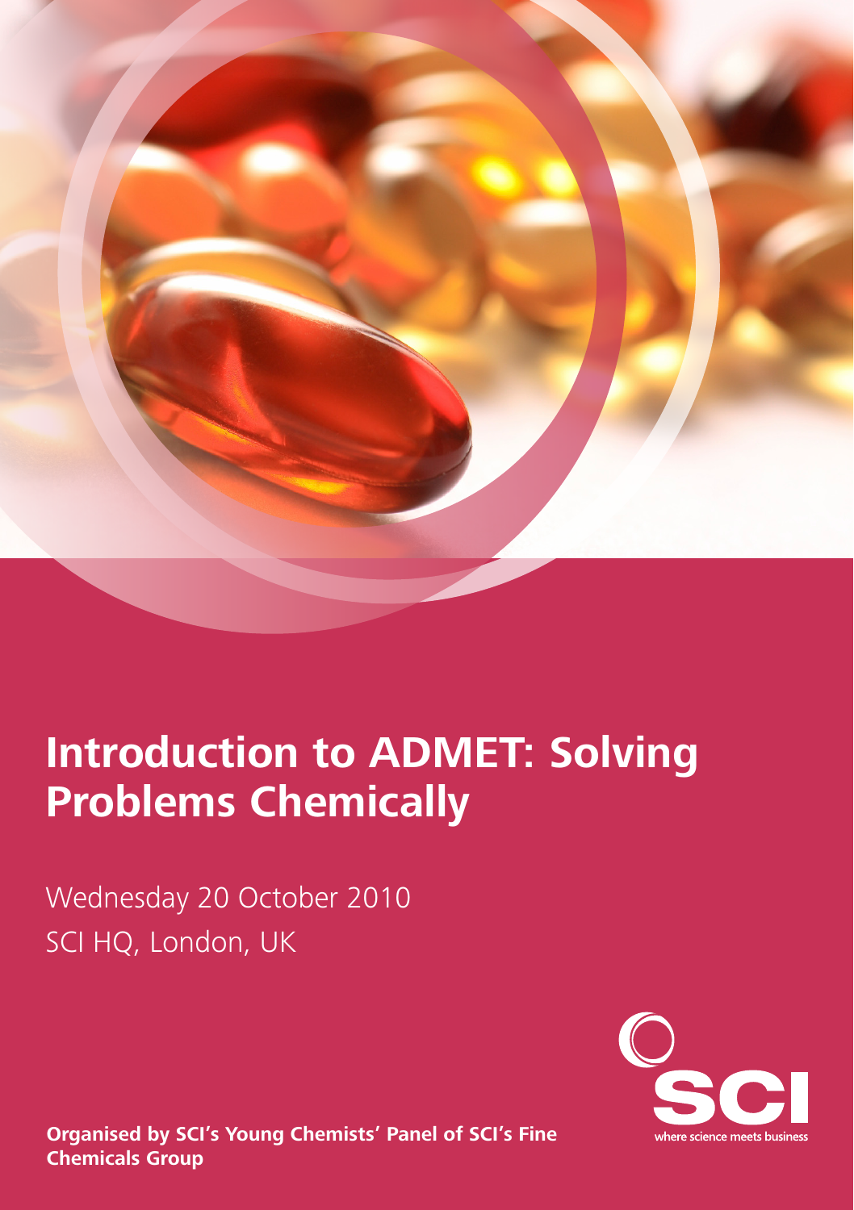# Introduction to ADMET: Solving Problems Chemically

Wednesday 20 October 2010
SCI HQ, London, UK

SCI
where science meets business

**Organised by SCI's Young Chemists' Panel of SCI's Fine Chemicals Group**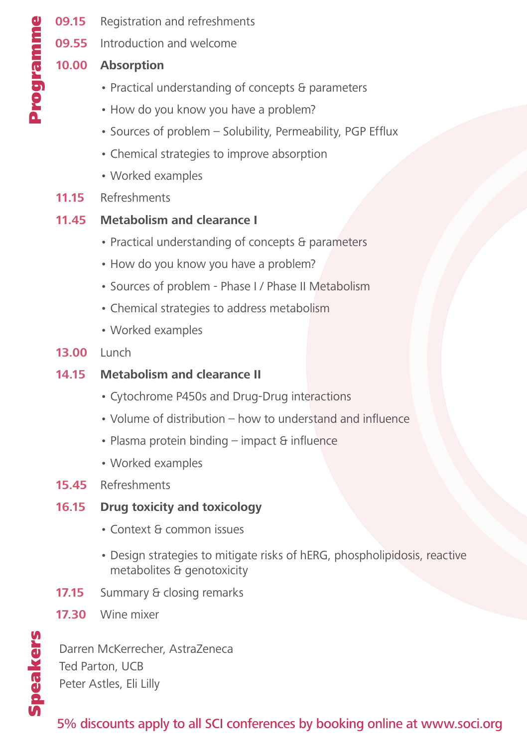## Programme

**09.15** Registration and refreshments

**09.55** Introduction and welcome

**10.00** **Absorption**

- Practical understanding of concepts & parameters
- How do you know you have a problem?
- Sources of problem – Solubility, Permeability, PGP Efflux
- Chemical strategies to improve absorption
- Worked examples

**11.15** Refreshments

**11.45** **Metabolism and clearance I**

- Practical understanding of concepts & parameters
- How do you know you have a problem?
- Sources of problem - Phase I / Phase II Metabolism
- Chemical strategies to address metabolism
- Worked examples

**13.00** Lunch

**14.15** **Metabolism and clearance II**

- Cytochrome P450s and Drug-Drug interactions
- Volume of distribution – how to understand and influence
- Plasma protein binding – impact & influence
- Worked examples

**15.45** Refreshments

**16.15** **Drug toxicity and toxicology**

- Context & common issues
- Design strategies to mitigate risks of hERG, phospholipidosis, reactive metabolites & genotoxicity

**17.15** Summary & closing remarks

**17.30** Wine mixer

## Speakers

Darren McKerrecher, AstraZeneca
Ted Parton, UCB
Peter Astles, Eli Lilly

5% discounts apply to all SCI conferences by booking online at www.soci.org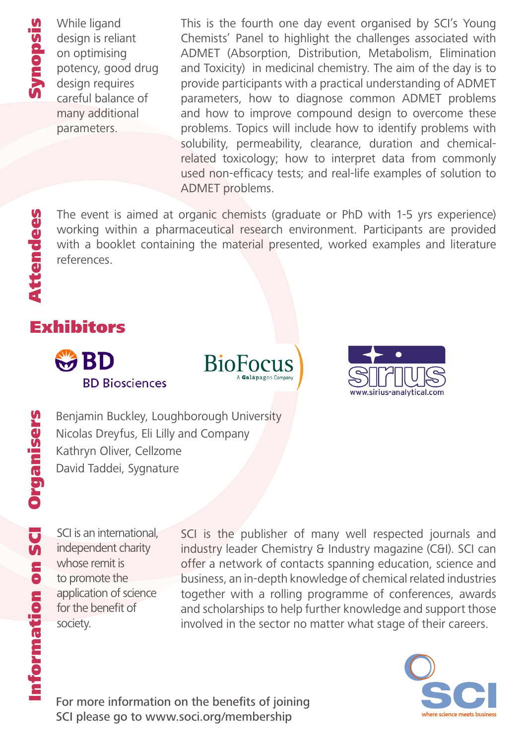## Synopsis

While ligand design is reliant on optimising potency, good drug design requires careful balance of many additional parameters.

This is the fourth one day event organised by SCI's Young Chemists' Panel to highlight the challenges associated with ADMET (Absorption, Distribution, Metabolism, Elimination and Toxicity) in medicinal chemistry. The aim of the day is to provide participants with a practical understanding of ADMET parameters, how to diagnose common ADMET problems and how to improve compound design to overcome these problems. Topics will include how to identify problems with solubility, permeability, clearance, duration and chemical-related toxicology; how to interpret data from commonly used non-efficacy tests; and real-life examples of solution to ADMET problems.

## Attendees

The event is aimed at organic chemists (graduate or PhD with 1-5 yrs experience) working within a pharmaceutical research environment. Participants are provided with a booklet containing the material presented, worked examples and literature references.

## Exhibitors

BD Biosciences

BioFocus – A Galápagos Company

Sirius – www.sirius-analytical.com

## Organisers

Benjamin Buckley, Loughborough University
Nicolas Dreyfus, Eli Lilly and Company
Kathryn Oliver, Cellzome
David Taddei, Sygnature

## Information on SCI

SCI is an international, independent charity whose remit is to promote the application of science for the benefit of society.

SCI is the publisher of many well respected journals and industry leader Chemistry & Industry magazine (C&I). SCI can offer a network of contacts spanning education, science and business, an in-depth knowledge of chemical related industries together with a rolling programme of conferences, awards and scholarships to help further knowledge and support those involved in the sector no matter what stage of their careers.

For more information on the benefits of joining SCI please go to www.soci.org/membership

SCI – where science meets business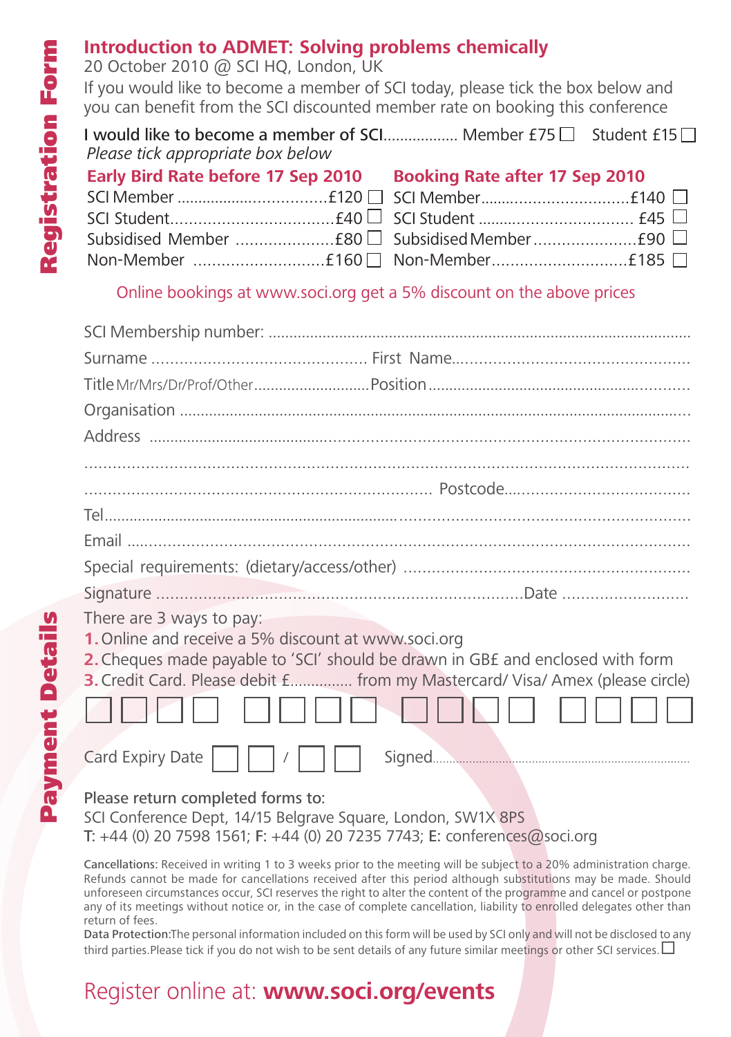Registration Form

## Introduction to ADMET: Solving problems chemically

20 October 2010 @ SCI HQ, London, UK

If you would like to become a member of SCI today, please tick the box below and you can benefit from the SCI discounted member rate on booking this conference

I would like to become a member of SCI................. Member £75 ☐ Student £15 ☐

*Please tick appropriate box below*

| Early Bird Rate before 17 Sep 2010 | | Booking Rate after 17 Sep 2010 | |
|---|---|---|---|
| SCI Member | £120 ☐ | SCI Member | £140 ☐ |
| SCI Student | £40 ☐ | SCI Student | £45 ☐ |
| Subsidised Member | £80 ☐ | Subsidised Member | £90 ☐ |
| Non-Member | £160 ☐ | Non-Member | £185 ☐ |

Online bookings at www.soci.org get a 5% discount on the above prices

SCI Membership number: ..........................................

Surname .......................... First Name..........................

Title Mr/Mrs/Dr/Prof/Other.......................... Position ..........................

Organisation ..........................................

Address ..........................................

..........................................

.......................... Postcode..........................

Tel..........................................

Email ..........................................

Special requirements: (dietary/access/other) ..........................

Signature .......................... Date ..........................

Payment Details

There are 3 ways to pay:

1. Online and receive a 5% discount at www.soci.org
2. Cheques made payable to 'SCI' should be drawn in GB£ and enclosed with form
3. Credit Card. Please debit £.............. from my Mastercard/ Visa/ Amex (please circle)

☐☐☐☐ ☐☐☐☐ ☐☐☐☐ ☐☐☐☐

Card Expiry Date ☐☐ / ☐☐ Signed..........................

**Please return completed forms to:**

SCI Conference Dept, 14/15 Belgrave Square, London, SW1X 8PS

**T:** +44 (0) 20 7598 1561; **F:** +44 (0) 20 7235 7743; **E:** conferences@soci.org

**Cancellations:** Received in writing 1 to 3 weeks prior to the meeting will be subject to a 20% administration charge. Refunds cannot be made for cancellations received after this period although substitutions may be made. Should unforeseen circumstances occur, SCI reserves the right to alter the content of the programme and cancel or postpone any of its meetings without notice or, in the case of complete cancellation, liability to enrolled delegates other than return of fees.

**Data Protection:**The personal information included on this form will be used by SCI only and will not be disclosed to any third parties.Please tick if you do not wish to be sent details of any future similar meetings or other SCI services. ☐

Register online at: **www.soci.org/events**